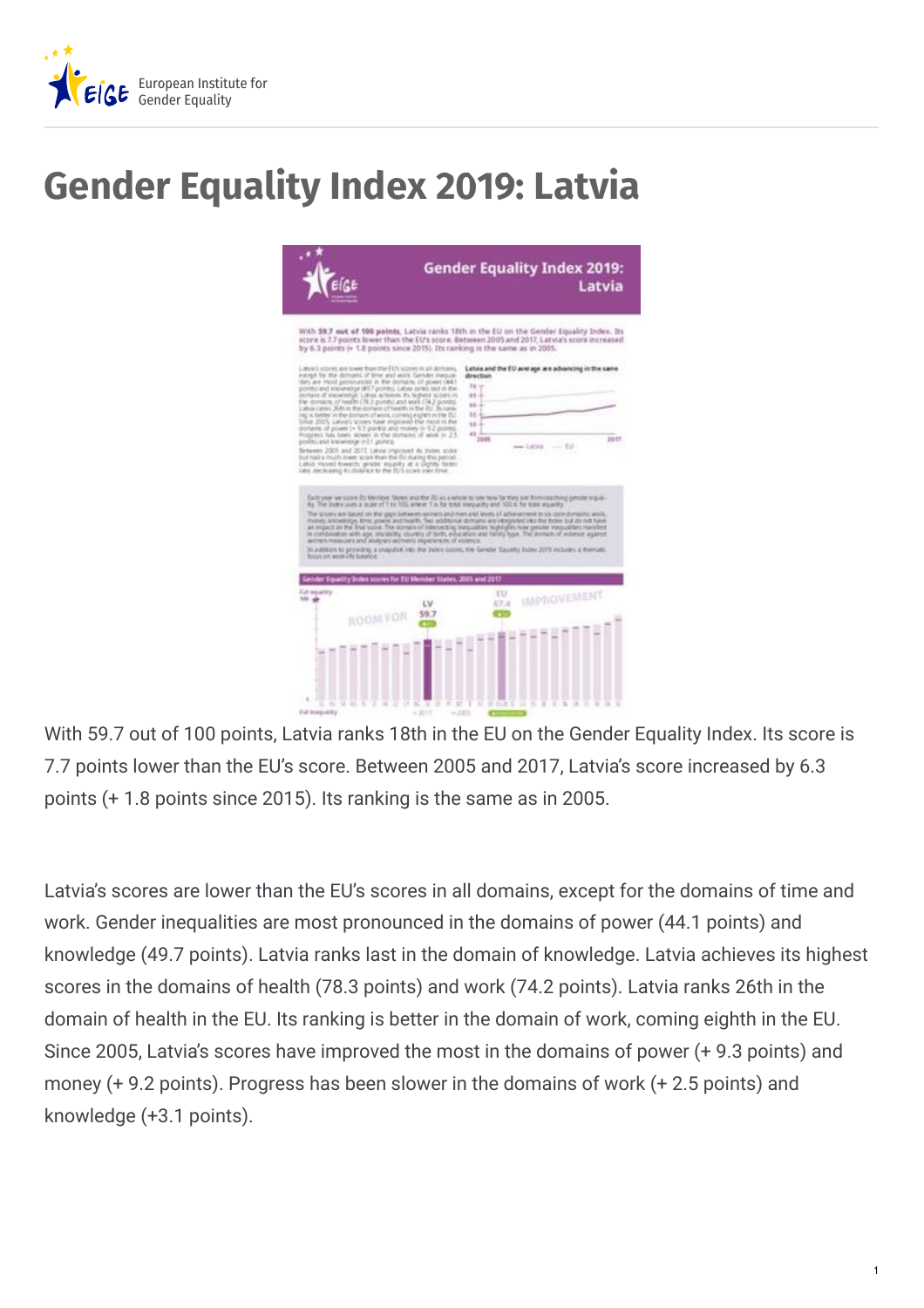# Gender Equality Index 2019: Latvia

With 59.7 out of 100 points, Latvia ranks 18th in the EU on the Gender Equality Index. Its score is 7.7 points lower than the EU's score. Between 2005 and 2017, Latvia's score increased by 6.3 points (+ 1.8 points since 2015). Its ranking is the same as in 2005.

Latvia's scores are lower than the EU's scores in all domains, except for the domains of time and work. Gender inequalities are most pronounced in the domains of power (44.1 points) and knowledge (49.7 points). Latvia ranks last in the domain of knowledge. Latvia achieves its highest scores in the domains of health (78.3 points) and work (74.2 points). Latvia ranks 26th in the domain of health in the EU. Its ranking is better in the domain of work, coming eighth in the EU. Since 2005, Latvia's scores have improved the most in the domains of power (+ 9.3 points) and money (+ 9.2 points). Progress has been slower in the domains of work (+ 2.5 points) and knowledge (+3.1 points).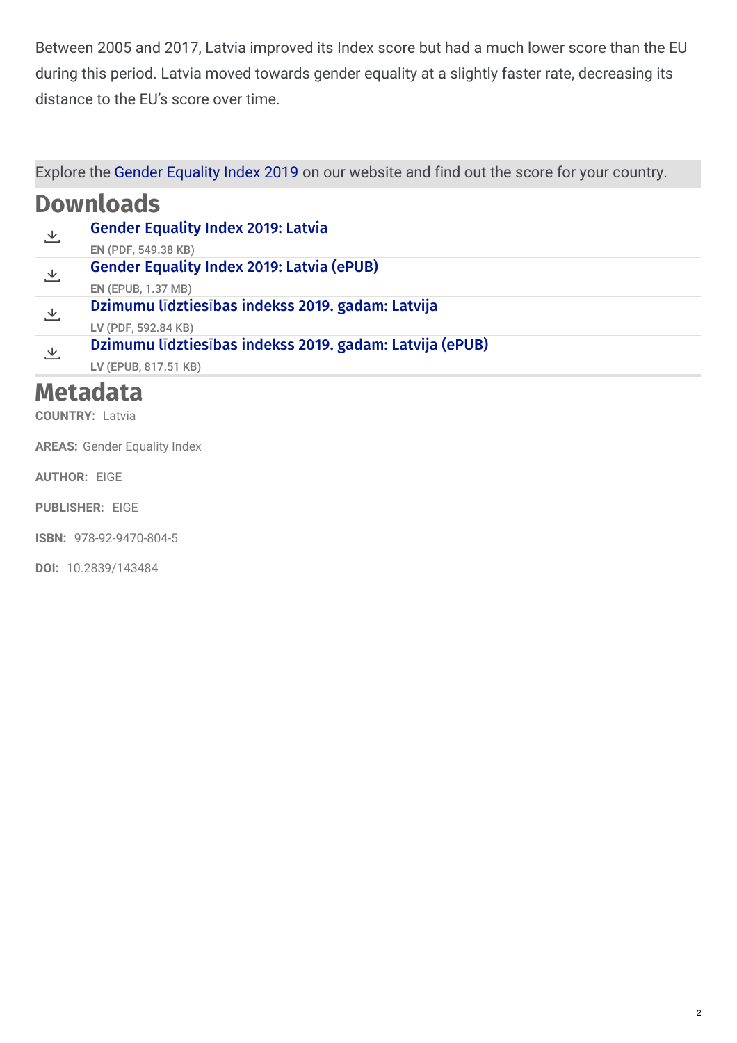Between 2005 and 2017, Latvia improved its Index score but had a much lower score than the EU during this period. Latvia moved towards gender equality at a slightly faster rate, decreasing its distance to the EU's score over time.

Explore the Gender Equality Index 2019 on our website and find out the score for your country.

## Downloads

- **Gender Equality Index 2019: Latvia**
  EN (PDF, 549.38 KB)
- **Gender Equality Index 2019: Latvia (ePUB)**
  EN (EPUB, 1.37 MB)
- **Dzimumu līdztiesības indekss 2019. gadam: Latvija**
  LV (PDF, 592.84 KB)
- **Dzimumu līdztiesības indekss 2019. gadam: Latvija (ePUB)**
  LV (EPUB, 817.51 KB)

## Metadata

**COUNTRY:** Latvia

**AREAS:** Gender Equality Index

**AUTHOR:** EIGE

**PUBLISHER:** EIGE

**ISBN:** 978-92-9470-804-5

**DOI:** 10.2839/143484